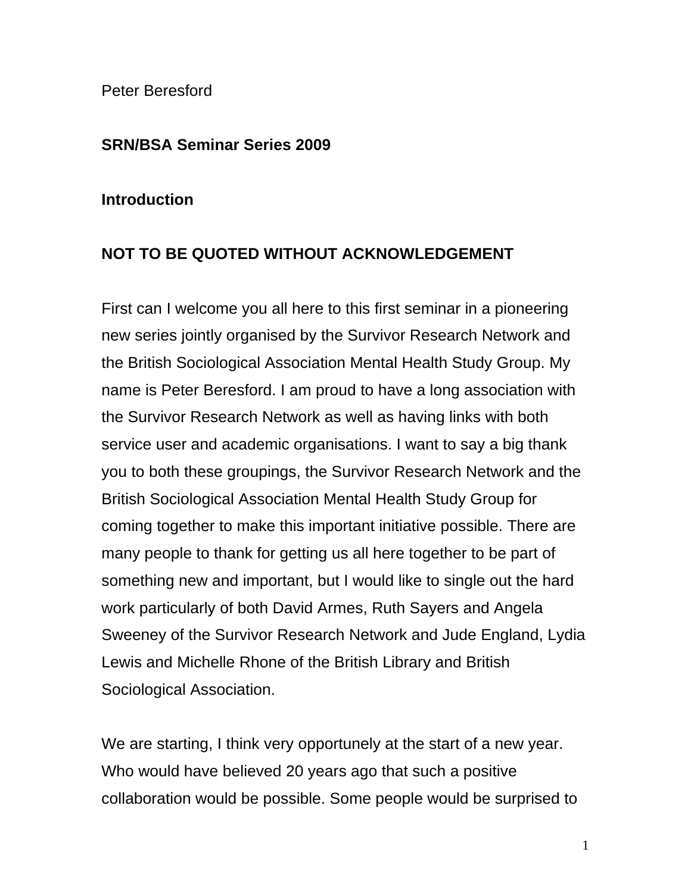Peter Beresford

**SRN/BSA Seminar Series 2009**

**Introduction**

**NOT TO BE QUOTED WITHOUT ACKNOWLEDGEMENT**

First can I welcome you all here to this first seminar in a pioneering new series jointly organised by the Survivor Research Network and the British Sociological Association Mental Health Study Group. My name is Peter Beresford. I am proud to have a long association with the Survivor Research Network as well as having links with both service user and academic organisations. I want to say a big thank you to both these groupings, the Survivor Research Network and the British Sociological Association Mental Health Study Group for coming together to make this important initiative possible. There are many people to thank for getting us all here together to be part of something new and important, but I would like to single out the hard work particularly of both David Armes, Ruth Sayers and Angela Sweeney of the Survivor Research Network and Jude England, Lydia Lewis and Michelle Rhone of the British Library and British Sociological Association.

We are starting, I think very opportunely at the start of a new year. Who would have believed 20 years ago that such a positive collaboration would be possible. Some people would be surprised to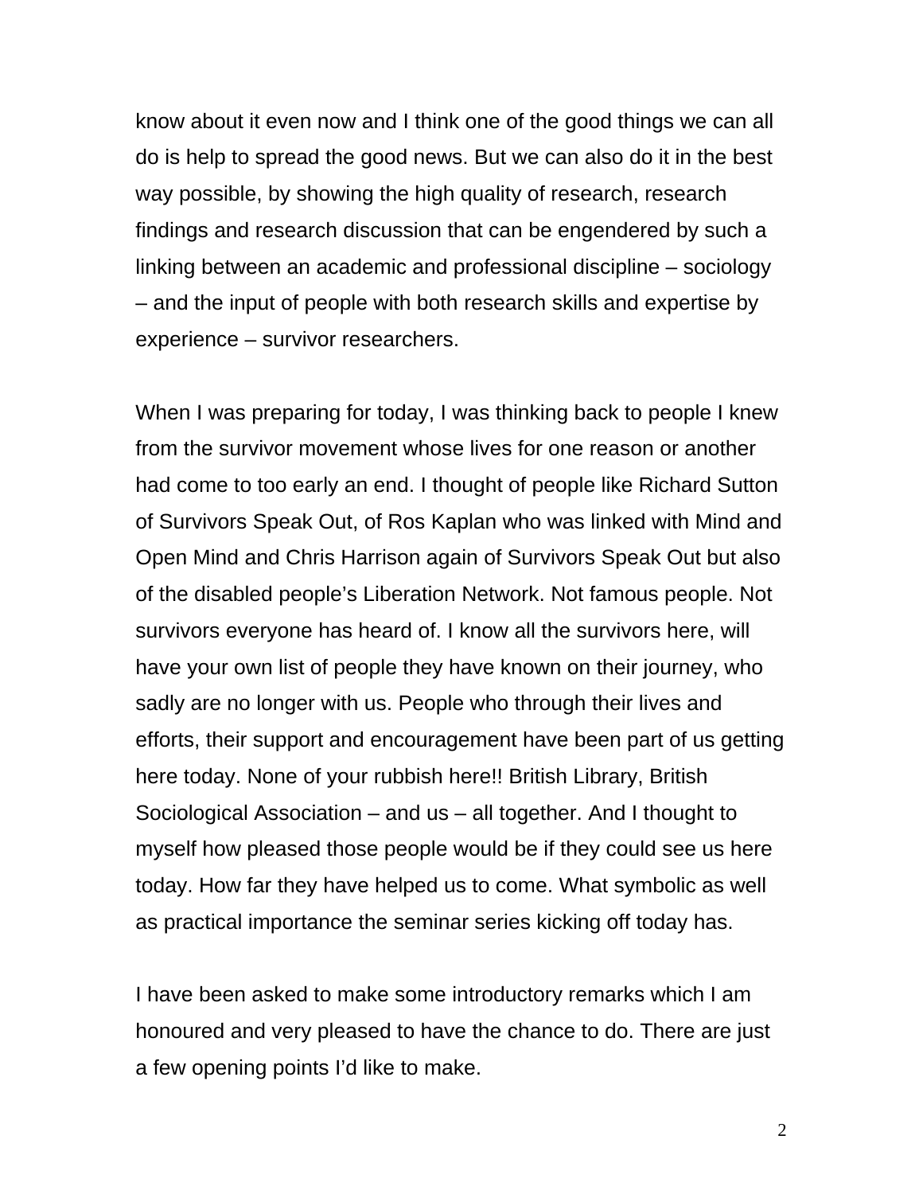know about it even now and I think one of the good things we can all do is help to spread the good news. But we can also do it in the best way possible, by showing the high quality of research, research findings and research discussion that can be engendered by such a linking between an academic and professional discipline – sociology – and the input of people with both research skills and expertise by experience – survivor researchers.

When I was preparing for today, I was thinking back to people I knew from the survivor movement whose lives for one reason or another had come to too early an end. I thought of people like Richard Sutton of Survivors Speak Out, of Ros Kaplan who was linked with Mind and Open Mind and Chris Harrison again of Survivors Speak Out but also of the disabled people's Liberation Network. Not famous people. Not survivors everyone has heard of. I know all the survivors here, will have your own list of people they have known on their journey, who sadly are no longer with us. People who through their lives and efforts, their support and encouragement have been part of us getting here today. None of your rubbish here!! British Library, British Sociological Association – and us – all together. And I thought to myself how pleased those people would be if they could see us here today. How far they have helped us to come. What symbolic as well as practical importance the seminar series kicking off today has.

I have been asked to make some introductory remarks which I am honoured and very pleased to have the chance to do. There are just a few opening points I'd like to make.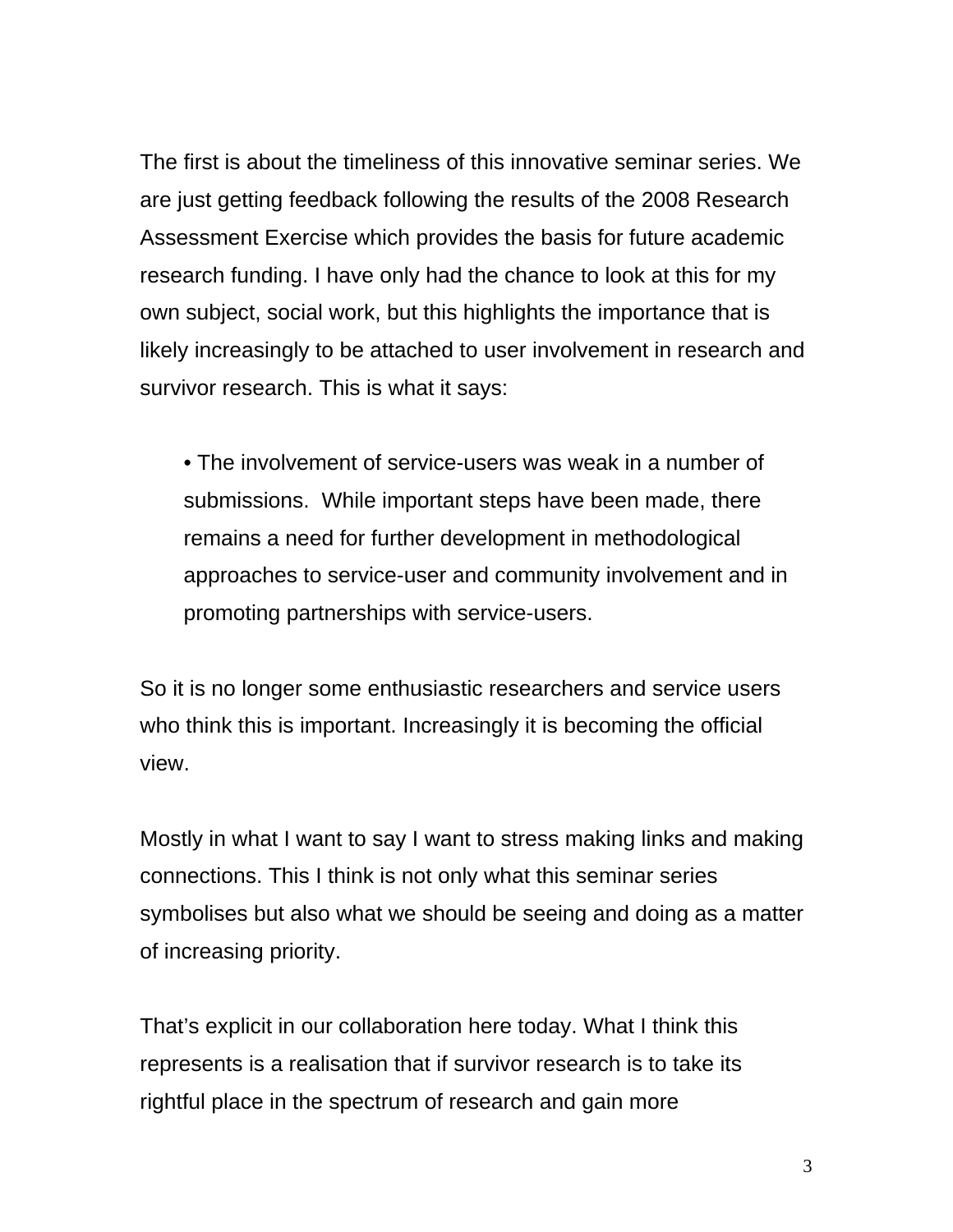The first is about the timeliness of this innovative seminar series. We are just getting feedback following the results of the 2008 Research Assessment Exercise which provides the basis for future academic research funding. I have only had the chance to look at this for my own subject, social work, but this highlights the importance that is likely increasingly to be attached to user involvement in research and survivor research. This is what it says:

> • The involvement of service-users was weak in a number of submissions. While important steps have been made, there remains a need for further development in methodological approaches to service-user and community involvement and in promoting partnerships with service-users.

So it is no longer some enthusiastic researchers and service users who think this is important. Increasingly it is becoming the official view.

Mostly in what I want to say I want to stress making links and making connections. This I think is not only what this seminar series symbolises but also what we should be seeing and doing as a matter of increasing priority.

That's explicit in our collaboration here today. What I think this represents is a realisation that if survivor research is to take its rightful place in the spectrum of research and gain more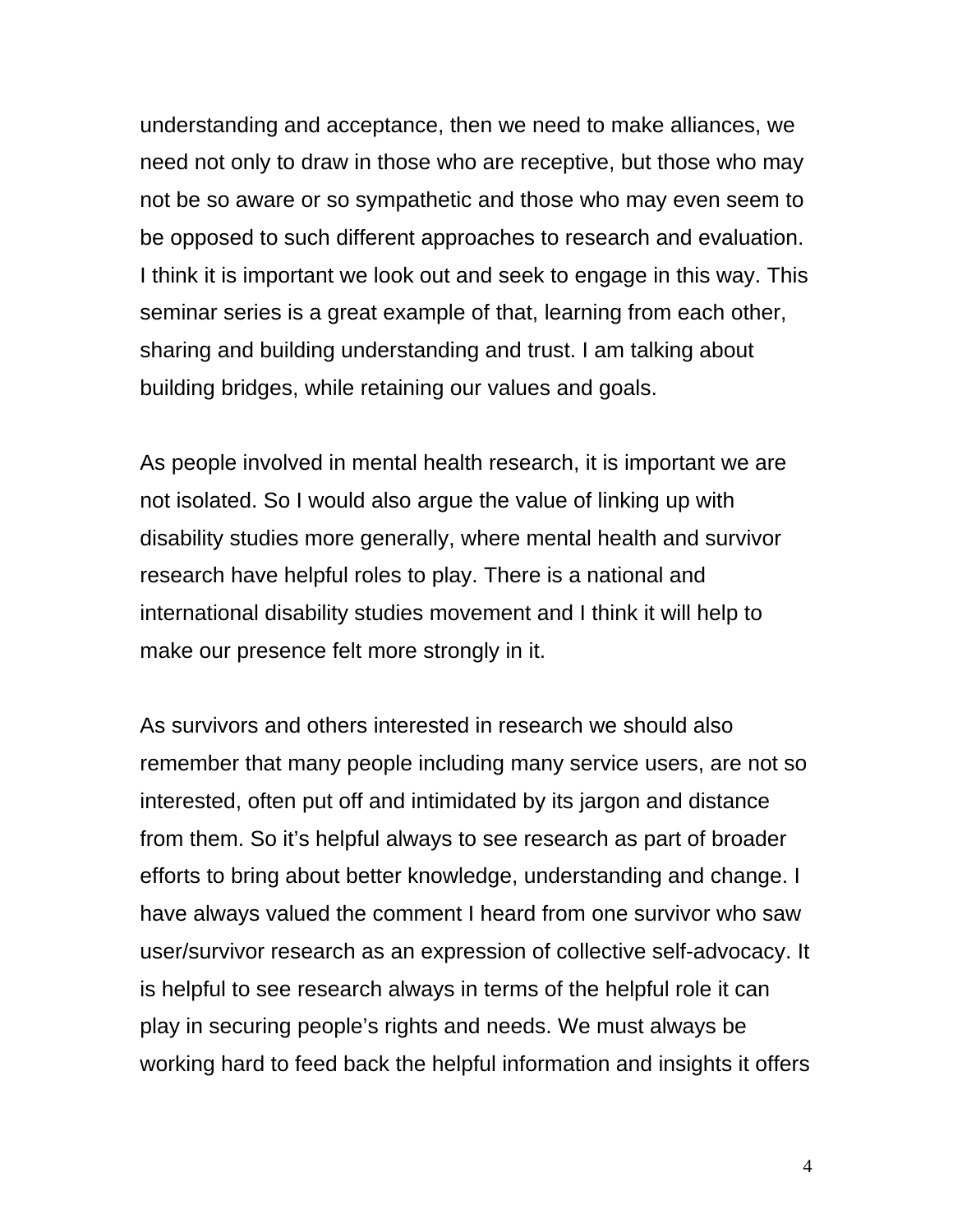understanding and acceptance, then we need to make alliances, we need not only to draw in those who are receptive, but those who may not be so aware or so sympathetic and those who may even seem to be opposed to such different approaches to research and evaluation. I think it is important we look out and seek to engage in this way. This seminar series is a great example of that, learning from each other, sharing and building understanding and trust. I am talking about building bridges, while retaining our values and goals.

As people involved in mental health research, it is important we are not isolated. So I would also argue the value of linking up with disability studies more generally, where mental health and survivor research have helpful roles to play. There is a national and international disability studies movement and I think it will help to make our presence felt more strongly in it.

As survivors and others interested in research we should also remember that many people including many service users, are not so interested, often put off and intimidated by its jargon and distance from them. So it's helpful always to see research as part of broader efforts to bring about better knowledge, understanding and change. I have always valued the comment I heard from one survivor who saw user/survivor research as an expression of collective self-advocacy. It is helpful to see research always in terms of the helpful role it can play in securing people's rights and needs. We must always be working hard to feed back the helpful information and insights it offers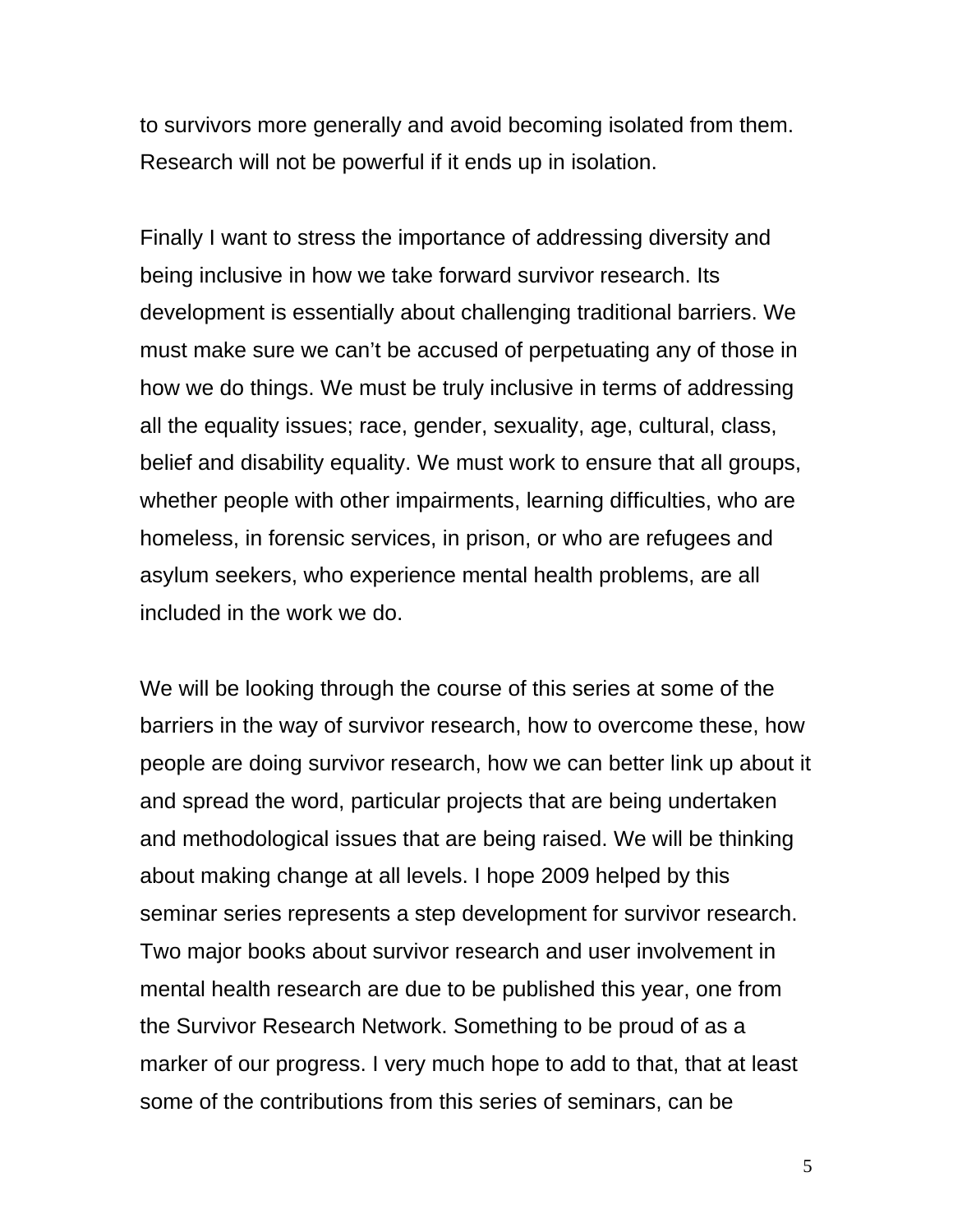to survivors more generally and avoid becoming isolated from them. Research will not be powerful if it ends up in isolation.

Finally I want to stress the importance of addressing diversity and being inclusive in how we take forward survivor research. Its development is essentially about challenging traditional barriers. We must make sure we can't be accused of perpetuating any of those in how we do things. We must be truly inclusive in terms of addressing all the equality issues; race, gender, sexuality, age, cultural, class, belief and disability equality. We must work to ensure that all groups, whether people with other impairments, learning difficulties, who are homeless, in forensic services, in prison, or who are refugees and asylum seekers, who experience mental health problems, are all included in the work we do.

We will be looking through the course of this series at some of the barriers in the way of survivor research, how to overcome these, how people are doing survivor research, how we can better link up about it and spread the word, particular projects that are being undertaken and methodological issues that are being raised. We will be thinking about making change at all levels. I hope 2009 helped by this seminar series represents a step development for survivor research. Two major books about survivor research and user involvement in mental health research are due to be published this year, one from the Survivor Research Network. Something to be proud of as a marker of our progress. I very much hope to add to that, that at least some of the contributions from this series of seminars, can be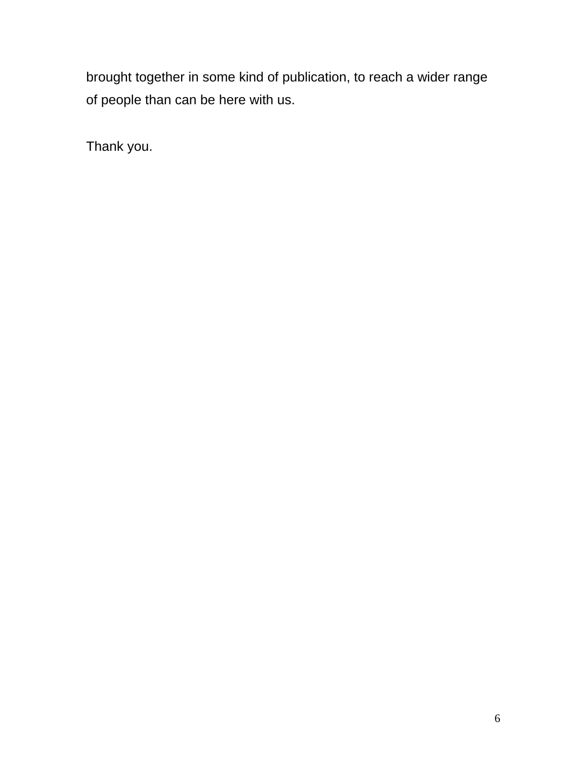brought together in some kind of publication, to reach a wider range of people than can be here with us.

Thank you.